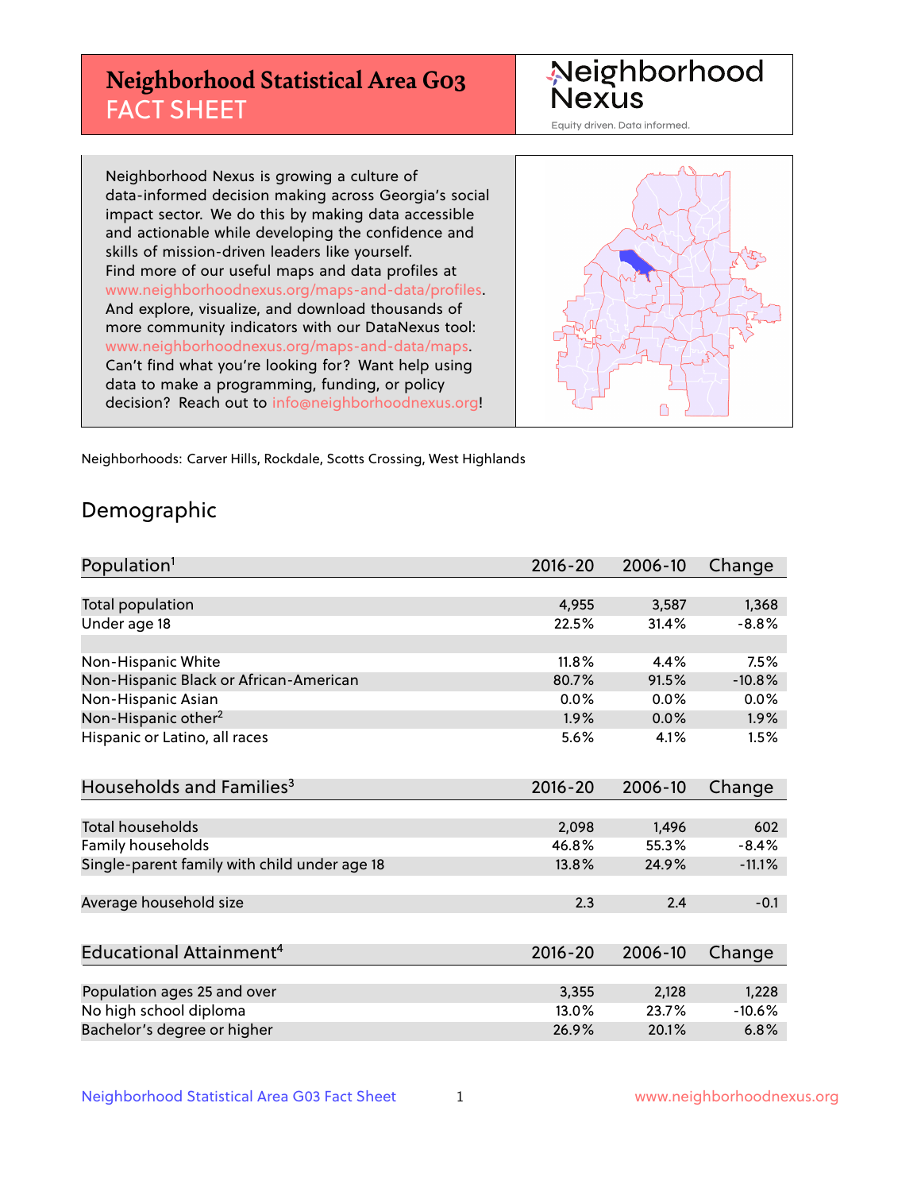# Neighborhood Statistical Area G03 FACT SHEET

Neighborhood Nexus

Equity driven. Data informed.

Neighborhood Nexus is growing a culture of data-informed decision making across Georgia's social impact sector. We do this by making data accessible and actionable while developing the confidence and skills of mission-driven leaders like yourself. Find more of our useful maps and data profiles at www.neighborhoodnexus.org/maps-and-data/profiles. And explore, visualize, and download thousands of more community indicators with our DataNexus tool: www.neighborhoodnexus.org/maps-and-data/maps. Can't find what you're looking for? Want help using data to make a programming, funding, or policy decision? Reach out to info@neighborhoodnexus.org!

Neighborhoods: Carver Hills, Rockdale, Scotts Crossing, West Highlands

## Demographic

| Population[1] | 2016-20 | 2006-10 | Change |
|---|---|---|---|
| Total population | 4,955 | 3,587 | 1,368 |
| Under age 18 | 22.5% | 31.4% | -8.8% |
| | | | |
| Non-Hispanic White | 11.8% | 4.4% | 7.5% |
| Non-Hispanic Black or African-American | 80.7% | 91.5% | -10.8% |
| Non-Hispanic Asian | 0.0% | 0.0% | 0.0% |
| Non-Hispanic other[2] | 1.9% | 0.0% | 1.9% |
| Hispanic or Latino, all races | 5.6% | 4.1% | 1.5% |

| Households and Families[3] | 2016-20 | 2006-10 | Change |
|---|---|---|---|
| Total households | 2,098 | 1,496 | 602 |
| Family households | 46.8% | 55.3% | -8.4% |
| Single-parent family with child under age 18 | 13.8% | 24.9% | -11.1% |
| | | | |
| Average household size | 2.3 | 2.4 | -0.1 |

| Educational Attainment[4] | 2016-20 | 2006-10 | Change |
|---|---|---|---|
| Population ages 25 and over | 3,355 | 2,128 | 1,228 |
| No high school diploma | 13.0% | 23.7% | -10.6% |
| Bachelor's degree or higher | 26.9% | 20.1% | 6.8% |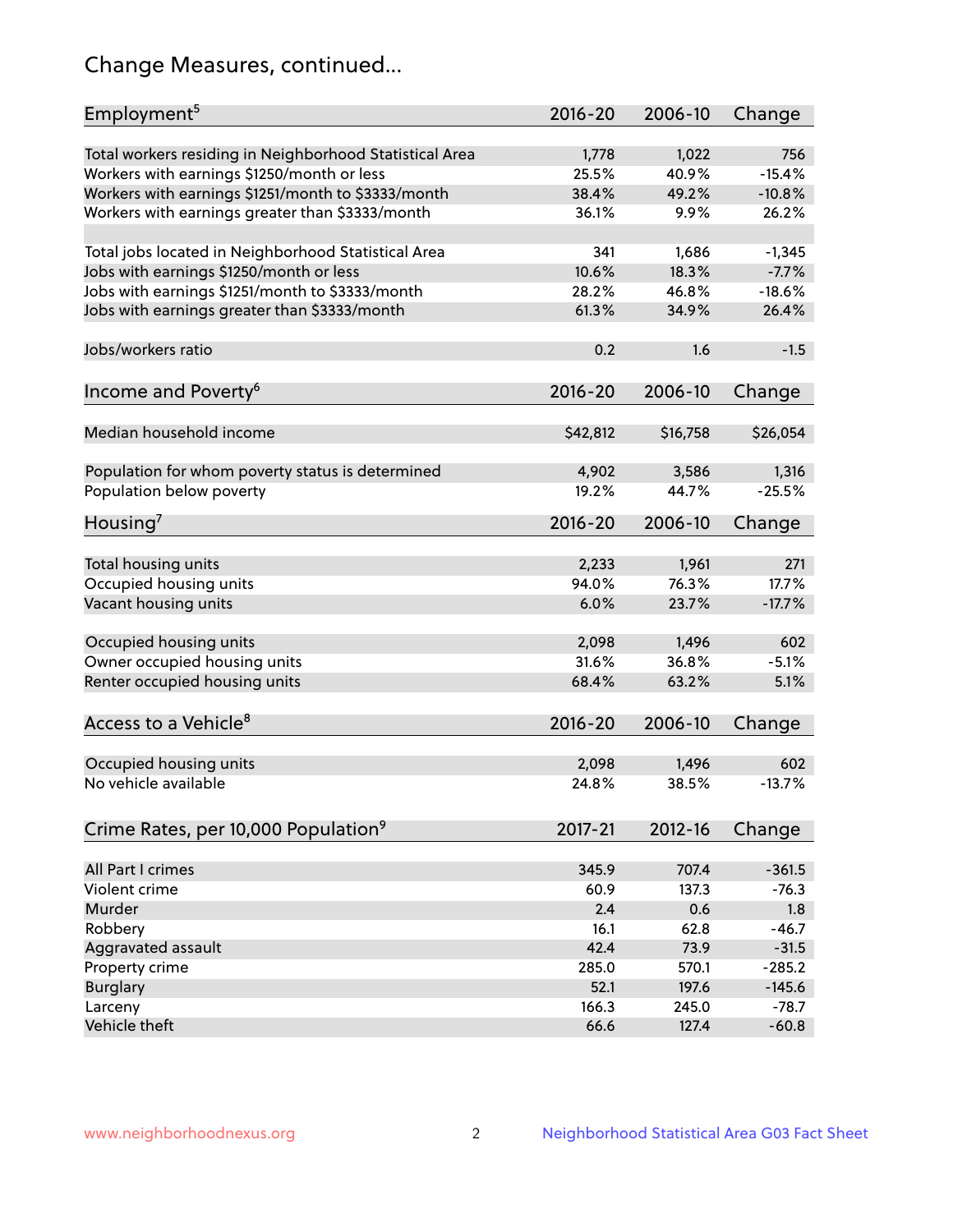## Change Measures, continued...

| Employment[5] | 2016-20 | 2006-10 | Change |
|---|---|---|---|
| Total workers residing in Neighborhood Statistical Area | 1,778 | 1,022 | 756 |
| Workers with earnings $1250/month or less | 25.5% | 40.9% | -15.4% |
| Workers with earnings $1251/month to $3333/month | 38.4% | 49.2% | -10.8% |
| Workers with earnings greater than $3333/month | 36.1% | 9.9% | 26.2% |
| | | | |
| Total jobs located in Neighborhood Statistical Area | 341 | 1,686 | -1,345 |
| Jobs with earnings $1250/month or less | 10.6% | 18.3% | -7.7% |
| Jobs with earnings $1251/month to $3333/month | 28.2% | 46.8% | -18.6% |
| Jobs with earnings greater than $3333/month | 61.3% | 34.9% | 26.4% |
| | | | |
| Jobs/workers ratio | 0.2 | 1.6 | -1.5 |

| Income and Poverty[6] | 2016-20 | 2006-10 | Change |
|---|---|---|---|
| Median household income | $42,812 | $16,758 | $26,054 |
| | | | |
| Population for whom poverty status is determined | 4,902 | 3,586 | 1,316 |
| Population below poverty | 19.2% | 44.7% | -25.5% |

| Housing[7] | 2016-20 | 2006-10 | Change |
|---|---|---|---|
| Total housing units | 2,233 | 1,961 | 271 |
| Occupied housing units | 94.0% | 76.3% | 17.7% |
| Vacant housing units | 6.0% | 23.7% | -17.7% |
| | | | |
| Occupied housing units | 2,098 | 1,496 | 602 |
| Owner occupied housing units | 31.6% | 36.8% | -5.1% |
| Renter occupied housing units | 68.4% | 63.2% | 5.1% |

| Access to a Vehicle[8] | 2016-20 | 2006-10 | Change |
|---|---|---|---|
| Occupied housing units | 2,098 | 1,496 | 602 |
| No vehicle available | 24.8% | 38.5% | -13.7% |

| Crime Rates, per 10,000 Population[9] | 2017-21 | 2012-16 | Change |
|---|---|---|---|
| All Part I crimes | 345.9 | 707.4 | -361.5 |
| Violent crime | 60.9 | 137.3 | -76.3 |
| Murder | 2.4 | 0.6 | 1.8 |
| Robbery | 16.1 | 62.8 | -46.7 |
| Aggravated assault | 42.4 | 73.9 | -31.5 |
| Property crime | 285.0 | 570.1 | -285.2 |
| Burglary | 52.1 | 197.6 | -145.6 |
| Larceny | 166.3 | 245.0 | -78.7 |
| Vehicle theft | 66.6 | 127.4 | -60.8 |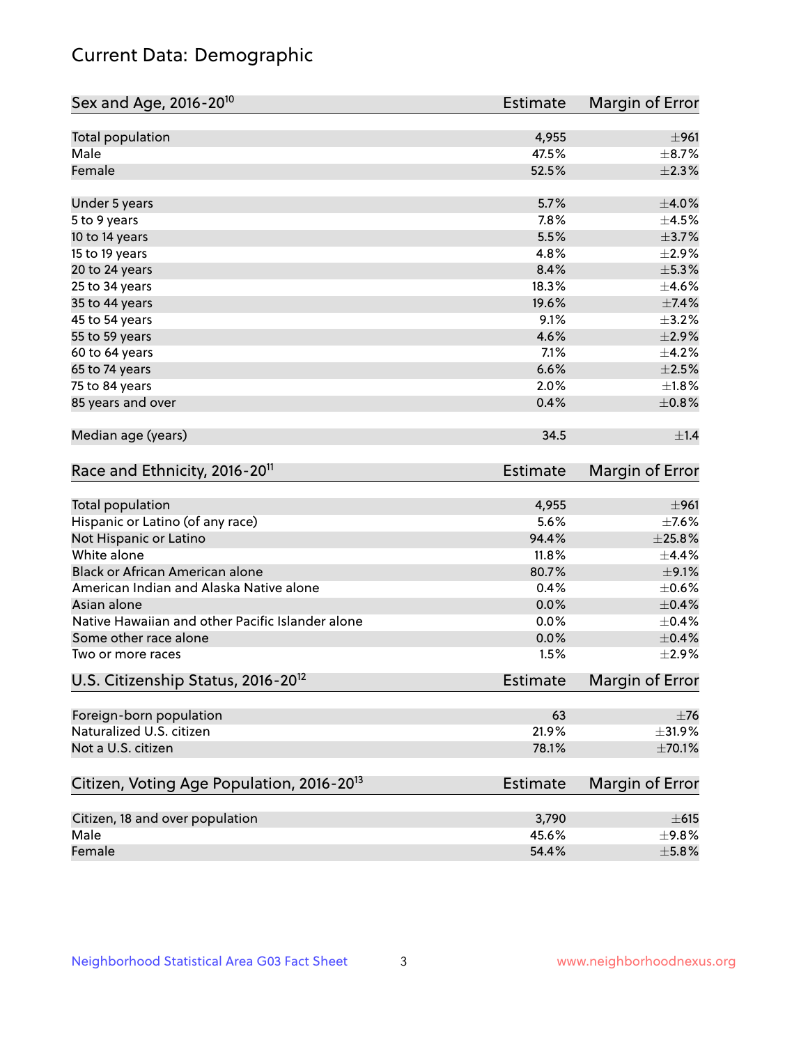# Current Data: Demographic

| Sex and Age, 2016-20[10] | Estimate | Margin of Error |
|---|---|---|
| Total population | 4,955 | ±961 |
| Male | 47.5% | ±8.7% |
| Female | 52.5% | ±2.3% |
| Under 5 years | 5.7% | ±4.0% |
| 5 to 9 years | 7.8% | ±4.5% |
| 10 to 14 years | 5.5% | ±3.7% |
| 15 to 19 years | 4.8% | ±2.9% |
| 20 to 24 years | 8.4% | ±5.3% |
| 25 to 34 years | 18.3% | ±4.6% |
| 35 to 44 years | 19.6% | ±7.4% |
| 45 to 54 years | 9.1% | ±3.2% |
| 55 to 59 years | 4.6% | ±2.9% |
| 60 to 64 years | 7.1% | ±4.2% |
| 65 to 74 years | 6.6% | ±2.5% |
| 75 to 84 years | 2.0% | ±1.8% |
| 85 years and over | 0.4% | ±0.8% |
| Median age (years) | 34.5 | ±1.4 |

| Race and Ethnicity, 2016-20[11] | Estimate | Margin of Error |
|---|---|---|
| Total population | 4,955 | ±961 |
| Hispanic or Latino (of any race) | 5.6% | ±7.6% |
| Not Hispanic or Latino | 94.4% | ±25.8% |
| White alone | 11.8% | ±4.4% |
| Black or African American alone | 80.7% | ±9.1% |
| American Indian and Alaska Native alone | 0.4% | ±0.6% |
| Asian alone | 0.0% | ±0.4% |
| Native Hawaiian and other Pacific Islander alone | 0.0% | ±0.4% |
| Some other race alone | 0.0% | ±0.4% |
| Two or more races | 1.5% | ±2.9% |

| U.S. Citizenship Status, 2016-20[12] | Estimate | Margin of Error |
|---|---|---|
| Foreign-born population | 63 | ±76 |
| Naturalized U.S. citizen | 21.9% | ±31.9% |
| Not a U.S. citizen | 78.1% | ±70.1% |

| Citizen, Voting Age Population, 2016-20[13] | Estimate | Margin of Error |
|---|---|---|
| Citizen, 18 and over population | 3,790 | ±615 |
| Male | 45.6% | ±9.8% |
| Female | 54.4% | ±5.8% |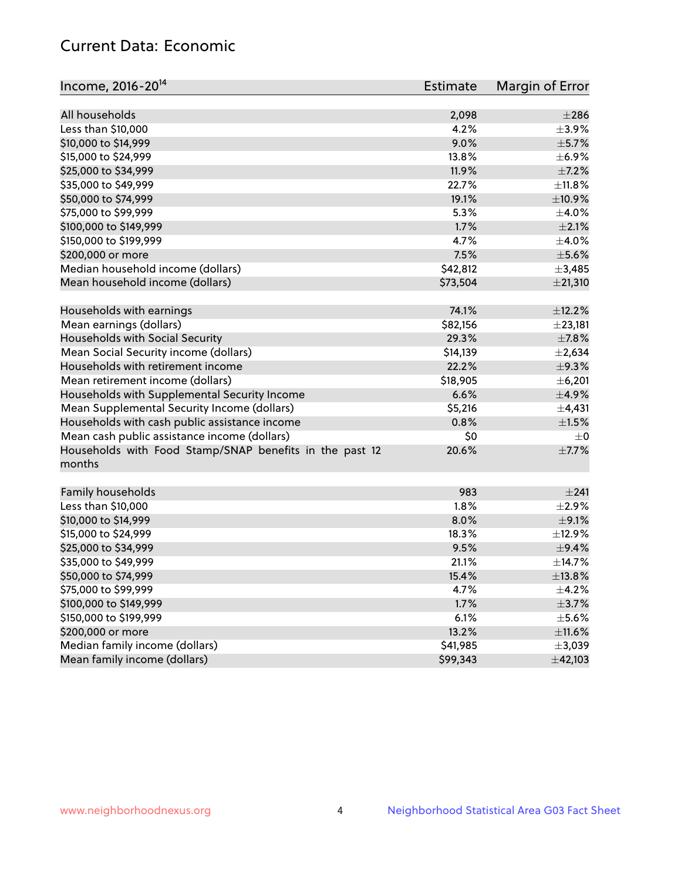## Current Data: Economic

| Income, 2016-20[14] | Estimate | Margin of Error |
|---|---|---|
| All households | 2,098 | ±286 |
| Less than $10,000 | 4.2% | ±3.9% |
| $10,000 to $14,999 | 9.0% | ±5.7% |
| $15,000 to $24,999 | 13.8% | ±6.9% |
| $25,000 to $34,999 | 11.9% | ±7.2% |
| $35,000 to $49,999 | 22.7% | ±11.8% |
| $50,000 to $74,999 | 19.1% | ±10.9% |
| $75,000 to $99,999 | 5.3% | ±4.0% |
| $100,000 to $149,999 | 1.7% | ±2.1% |
| $150,000 to $199,999 | 4.7% | ±4.0% |
| $200,000 or more | 7.5% | ±5.6% |
| Median household income (dollars) | $42,812 | ±3,485 |
| Mean household income (dollars) | $73,504 | ±21,310 |
| | | |
| Households with earnings | 74.1% | ±12.2% |
| Mean earnings (dollars) | $82,156 | ±23,181 |
| Households with Social Security | 29.3% | ±7.8% |
| Mean Social Security income (dollars) | $14,139 | ±2,634 |
| Households with retirement income | 22.2% | ±9.3% |
| Mean retirement income (dollars) | $18,905 | ±6,201 |
| Households with Supplemental Security Income | 6.6% | ±4.9% |
| Mean Supplemental Security Income (dollars) | $5,216 | ±4,431 |
| Households with cash public assistance income | 0.8% | ±1.5% |
| Mean cash public assistance income (dollars) | $0 | ±0 |
| Households with Food Stamp/SNAP benefits in the past 12 months | 20.6% | ±7.7% |
| | | |
| Family households | 983 | ±241 |
| Less than $10,000 | 1.8% | ±2.9% |
| $10,000 to $14,999 | 8.0% | ±9.1% |
| $15,000 to $24,999 | 18.3% | ±12.9% |
| $25,000 to $34,999 | 9.5% | ±9.4% |
| $35,000 to $49,999 | 21.1% | ±14.7% |
| $50,000 to $74,999 | 15.4% | ±13.8% |
| $75,000 to $99,999 | 4.7% | ±4.2% |
| $100,000 to $149,999 | 1.7% | ±3.7% |
| $150,000 to $199,999 | 6.1% | ±5.6% |
| $200,000 or more | 13.2% | ±11.6% |
| Median family income (dollars) | $41,985 | ±3,039 |
| Mean family income (dollars) | $99,343 | ±42,103 |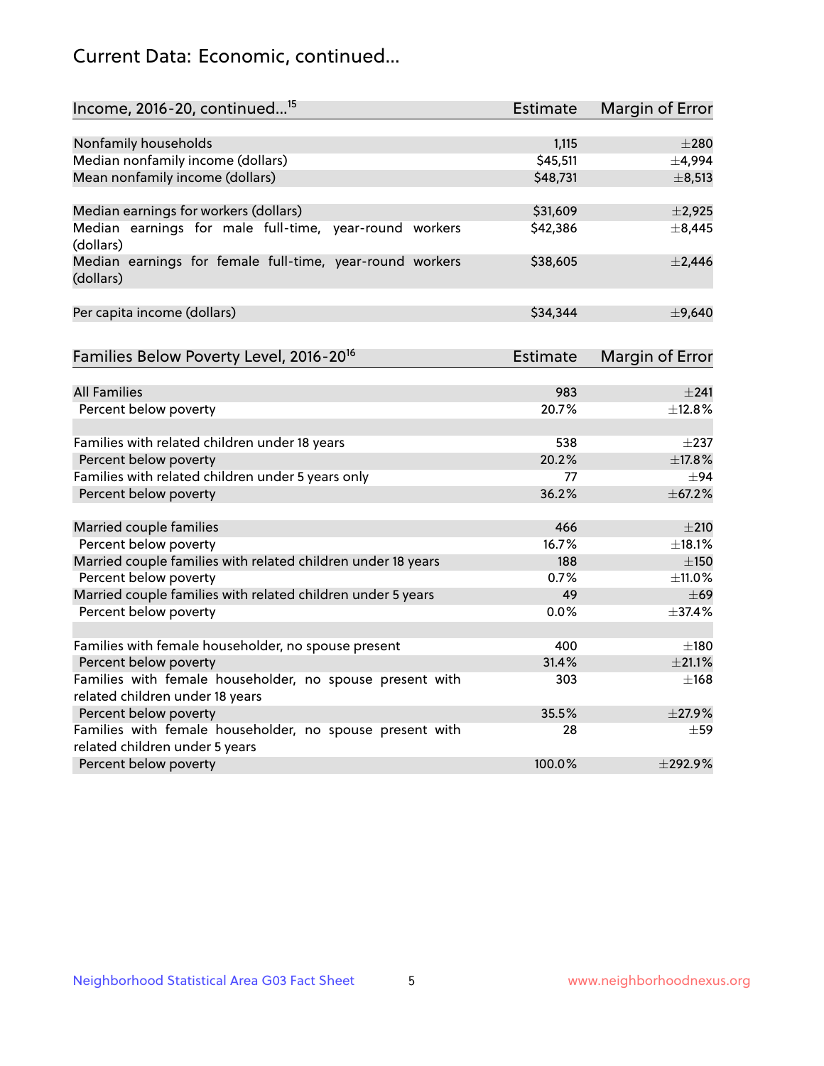## Current Data: Economic, continued...

| Income, 2016-20, continued...[15] | Estimate | Margin of Error |
|---|---|---|
| Nonfamily households | 1,115 | ±280 |
| Median nonfamily income (dollars) | $45,511 | ±4,994 |
| Mean nonfamily income (dollars) | $48,731 | ±8,513 |
| Median earnings for workers (dollars) | $31,609 | ±2,925 |
| Median earnings for male full-time, year-round workers (dollars) | $42,386 | ±8,445 |
| Median earnings for female full-time, year-round workers (dollars) | $38,605 | ±2,446 |
| Per capita income (dollars) | $34,344 | ±9,640 |

| Families Below Poverty Level, 2016-20[16] | Estimate | Margin of Error |
|---|---|---|
| All Families | 983 | ±241 |
| Percent below poverty | 20.7% | ±12.8% |
| Families with related children under 18 years | 538 | ±237 |
| Percent below poverty | 20.2% | ±17.8% |
| Families with related children under 5 years only | 77 | ±94 |
| Percent below poverty | 36.2% | ±67.2% |
| Married couple families | 466 | ±210 |
| Percent below poverty | 16.7% | ±18.1% |
| Married couple families with related children under 18 years | 188 | ±150 |
| Percent below poverty | 0.7% | ±11.0% |
| Married couple families with related children under 5 years | 49 | ±69 |
| Percent below poverty | 0.0% | ±37.4% |
| Families with female householder, no spouse present | 400 | ±180 |
| Percent below poverty | 31.4% | ±21.1% |
| Families with female householder, no spouse present with related children under 18 years | 303 | ±168 |
| Percent below poverty | 35.5% | ±27.9% |
| Families with female householder, no spouse present with related children under 5 years | 28 | ±59 |
| Percent below poverty | 100.0% | ±292.9% |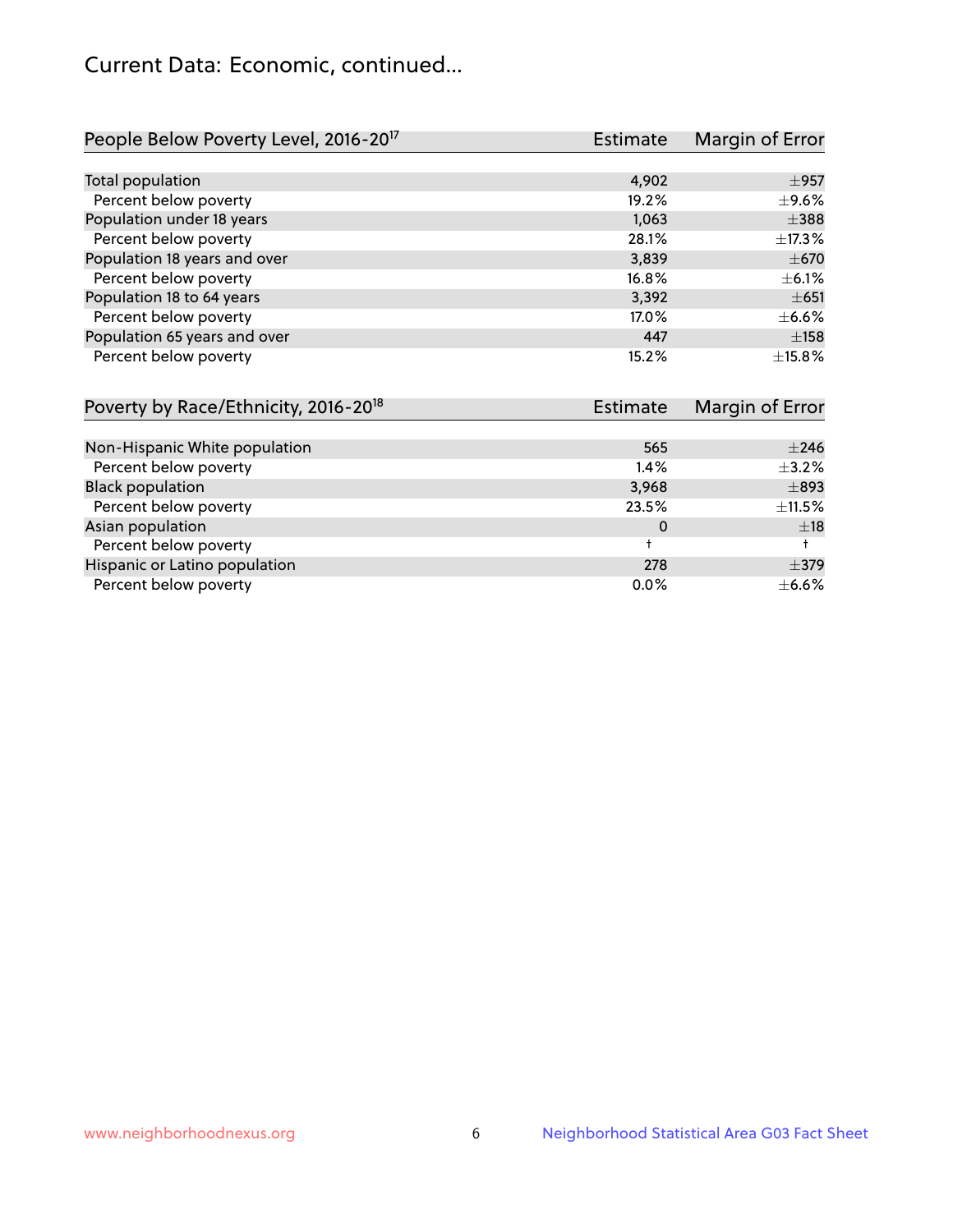## Current Data: Economic, continued...

| People Below Poverty Level, 2016-20[17] | Estimate | Margin of Error |
|---|---|---|
| Total population | 4,902 | ±957 |
| Percent below poverty | 19.2% | ±9.6% |
| Population under 18 years | 1,063 | ±388 |
| Percent below poverty | 28.1% | ±17.3% |
| Population 18 years and over | 3,839 | ±670 |
| Percent below poverty | 16.8% | ±6.1% |
| Population 18 to 64 years | 3,392 | ±651 |
| Percent below poverty | 17.0% | ±6.6% |
| Population 65 years and over | 447 | ±158 |
| Percent below poverty | 15.2% | ±15.8% |

| Poverty by Race/Ethnicity, 2016-20[18] | Estimate | Margin of Error |
|---|---|---|
| Non-Hispanic White population | 565 | ±246 |
| Percent below poverty | 1.4% | ±3.2% |
| Black population | 3,968 | ±893 |
| Percent below poverty | 23.5% | ±11.5% |
| Asian population | 0 | ±18 |
| Percent below poverty | † | † |
| Hispanic or Latino population | 278 | ±379 |
| Percent below poverty | 0.0% | ±6.6% |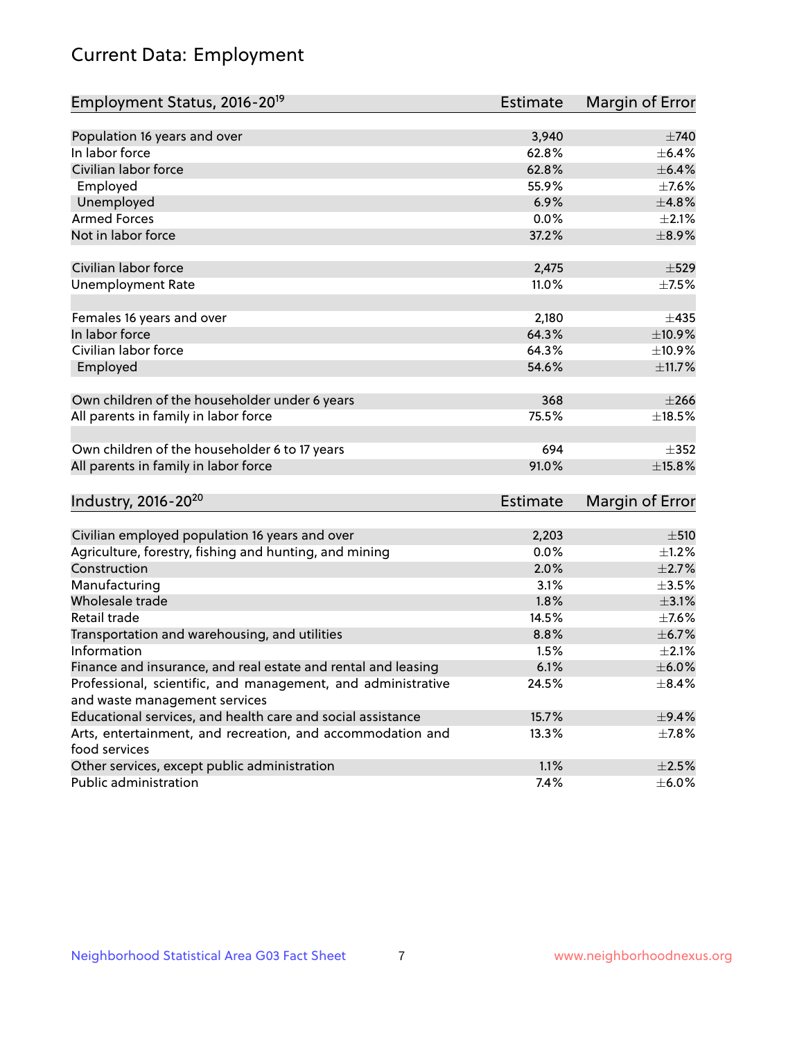# Current Data: Employment

| Employment Status, 2016-20[19] | Estimate | Margin of Error |
|---|---|---|
| Population 16 years and over | 3,940 | ±740 |
| In labor force | 62.8% | ±6.4% |
| Civilian labor force | 62.8% | ±6.4% |
| Employed | 55.9% | ±7.6% |
| Unemployed | 6.9% | ±4.8% |
| Armed Forces | 0.0% | ±2.1% |
| Not in labor force | 37.2% | ±8.9% |
| | | |
| Civilian labor force | 2,475 | ±529 |
| Unemployment Rate | 11.0% | ±7.5% |
| | | |
| Females 16 years and over | 2,180 | ±435 |
| In labor force | 64.3% | ±10.9% |
| Civilian labor force | 64.3% | ±10.9% |
| Employed | 54.6% | ±11.7% |
| | | |
| Own children of the householder under 6 years | 368 | ±266 |
| All parents in family in labor force | 75.5% | ±18.5% |
| | | |
| Own children of the householder 6 to 17 years | 694 | ±352 |
| All parents in family in labor force | 91.0% | ±15.8% |

| Industry, 2016-20[20] | Estimate | Margin of Error |
|---|---|---|
| Civilian employed population 16 years and over | 2,203 | ±510 |
| Agriculture, forestry, fishing and hunting, and mining | 0.0% | ±1.2% |
| Construction | 2.0% | ±2.7% |
| Manufacturing | 3.1% | ±3.5% |
| Wholesale trade | 1.8% | ±3.1% |
| Retail trade | 14.5% | ±7.6% |
| Transportation and warehousing, and utilities | 8.8% | ±6.7% |
| Information | 1.5% | ±2.1% |
| Finance and insurance, and real estate and rental and leasing | 6.1% | ±6.0% |
| Professional, scientific, and management, and administrative and waste management services | 24.5% | ±8.4% |
| Educational services, and health care and social assistance | 15.7% | ±9.4% |
| Arts, entertainment, and recreation, and accommodation and food services | 13.3% | ±7.8% |
| Other services, except public administration | 1.1% | ±2.5% |
| Public administration | 7.4% | ±6.0% |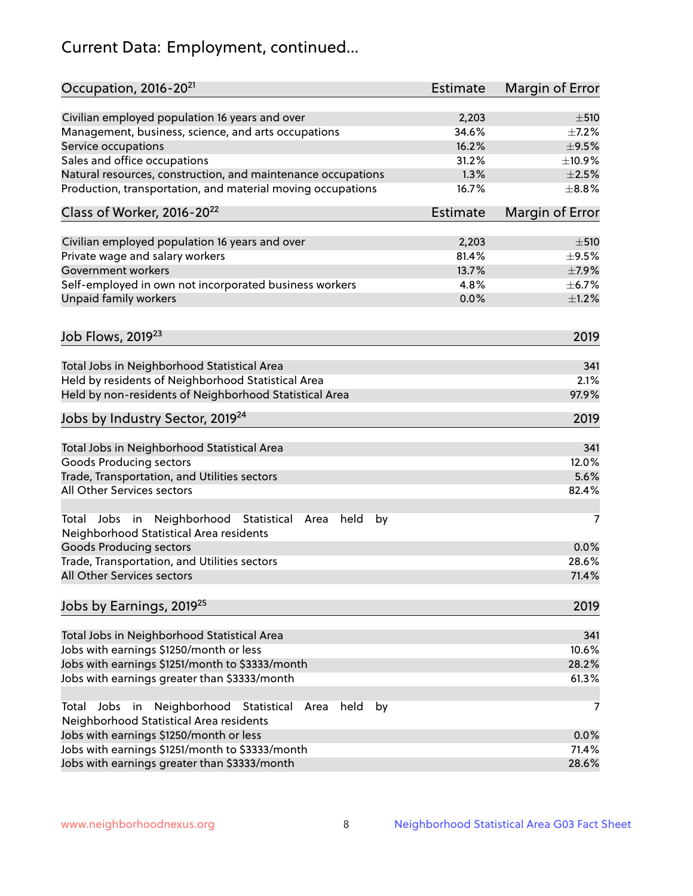# Current Data: Employment, continued...

| Occupation, 2016-20[21] | Estimate | Margin of Error |
|---|---|---|
| Civilian employed population 16 years and over | 2,203 | ±510 |
| Management, business, science, and arts occupations | 34.6% | ±7.2% |
| Service occupations | 16.2% | ±9.5% |
| Sales and office occupations | 31.2% | ±10.9% |
| Natural resources, construction, and maintenance occupations | 1.3% | ±2.5% |
| Production, transportation, and material moving occupations | 16.7% | ±8.8% |

| Class of Worker, 2016-20[22] | Estimate | Margin of Error |
|---|---|---|
| Civilian employed population 16 years and over | 2,203 | ±510 |
| Private wage and salary workers | 81.4% | ±9.5% |
| Government workers | 13.7% | ±7.9% |
| Self-employed in own not incorporated business workers | 4.8% | ±6.7% |
| Unpaid family workers | 0.0% | ±1.2% |

| Job Flows, 2019[23] | 2019 |
|---|---|
| Total Jobs in Neighborhood Statistical Area | 341 |
| Held by residents of Neighborhood Statistical Area | 2.1% |
| Held by non-residents of Neighborhood Statistical Area | 97.9% |

| Jobs by Industry Sector, 2019[24] | 2019 |
|---|---|
| Total Jobs in Neighborhood Statistical Area | 341 |
| Goods Producing sectors | 12.0% |
| Trade, Transportation, and Utilities sectors | 5.6% |
| All Other Services sectors | 82.4% |
| | |
| Total Jobs in Neighborhood Statistical Area held by Neighborhood Statistical Area residents | 7 |
| Goods Producing sectors | 0.0% |
| Trade, Transportation, and Utilities sectors | 28.6% |
| All Other Services sectors | 71.4% |

| Jobs by Earnings, 2019[25] | 2019 |
|---|---|
| Total Jobs in Neighborhood Statistical Area | 341 |
| Jobs with earnings $1250/month or less | 10.6% |
| Jobs with earnings $1251/month to $3333/month | 28.2% |
| Jobs with earnings greater than $3333/month | 61.3% |
| | |
| Total Jobs in Neighborhood Statistical Area held by Neighborhood Statistical Area residents | 7 |
| Jobs with earnings $1250/month or less | 0.0% |
| Jobs with earnings $1251/month to $3333/month | 71.4% |
| Jobs with earnings greater than $3333/month | 28.6% |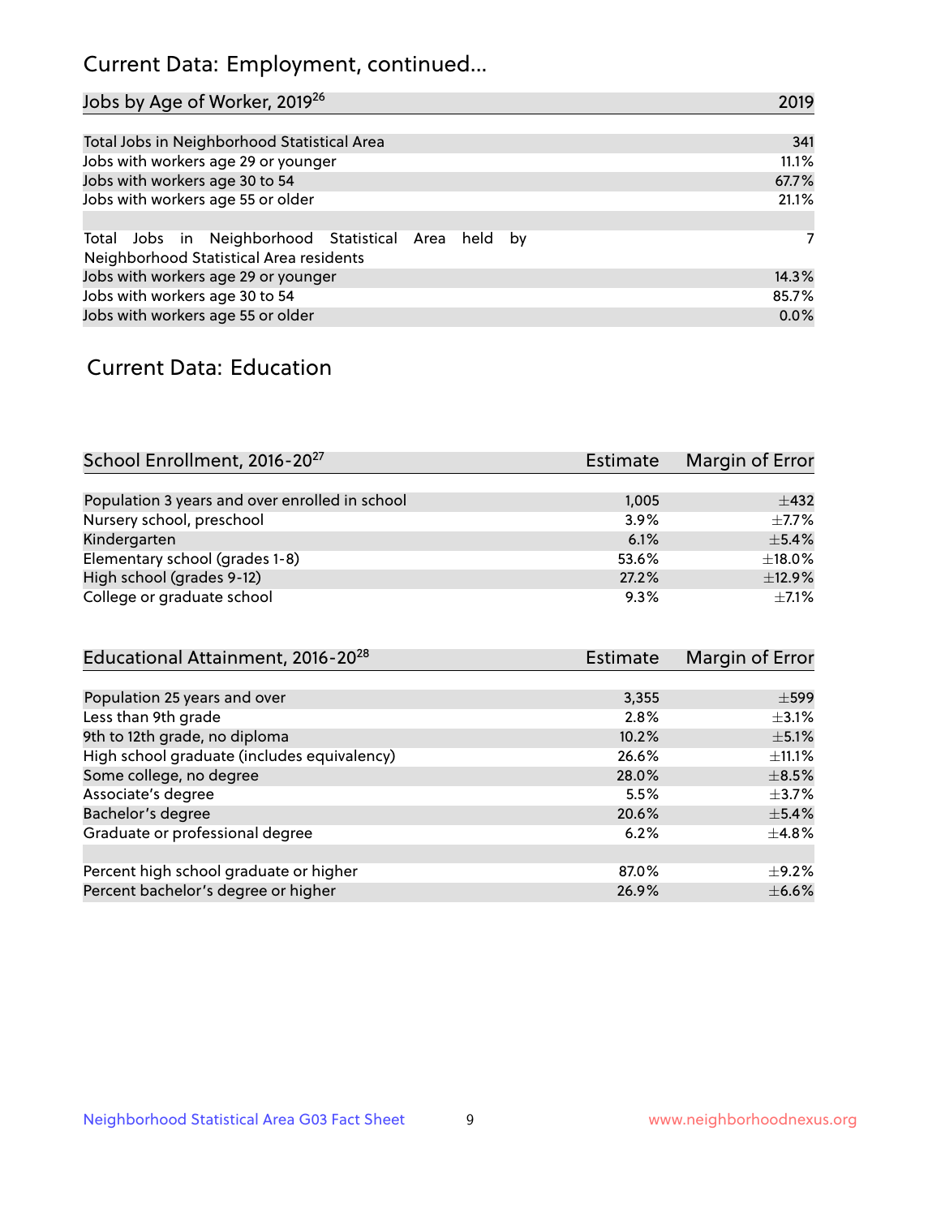## Current Data: Employment, continued...

| Jobs by Age of Worker, 2019[26] | 2019 |
|---|---|
| Total Jobs in Neighborhood Statistical Area | 341 |
| Jobs with workers age 29 or younger | 11.1% |
| Jobs with workers age 30 to 54 | 67.7% |
| Jobs with workers age 55 or older | 21.1% |
| | |
| Total Jobs in Neighborhood Statistical Area held by Neighborhood Statistical Area residents | 7 |
| Jobs with workers age 29 or younger | 14.3% |
| Jobs with workers age 30 to 54 | 85.7% |
| Jobs with workers age 55 or older | 0.0% |

## Current Data: Education

| School Enrollment, 2016-20[27] | Estimate | Margin of Error |
|---|---|---|
| Population 3 years and over enrolled in school | 1,005 | ±432 |
| Nursery school, preschool | 3.9% | ±7.7% |
| Kindergarten | 6.1% | ±5.4% |
| Elementary school (grades 1-8) | 53.6% | ±18.0% |
| High school (grades 9-12) | 27.2% | ±12.9% |
| College or graduate school | 9.3% | ±7.1% |

| Educational Attainment, 2016-20[28] | Estimate | Margin of Error |
|---|---|---|
| Population 25 years and over | 3,355 | ±599 |
| Less than 9th grade | 2.8% | ±3.1% |
| 9th to 12th grade, no diploma | 10.2% | ±5.1% |
| High school graduate (includes equivalency) | 26.6% | ±11.1% |
| Some college, no degree | 28.0% | ±8.5% |
| Associate's degree | 5.5% | ±3.7% |
| Bachelor's degree | 20.6% | ±5.4% |
| Graduate or professional degree | 6.2% | ±4.8% |
| | | |
| Percent high school graduate or higher | 87.0% | ±9.2% |
| Percent bachelor's degree or higher | 26.9% | ±6.6% |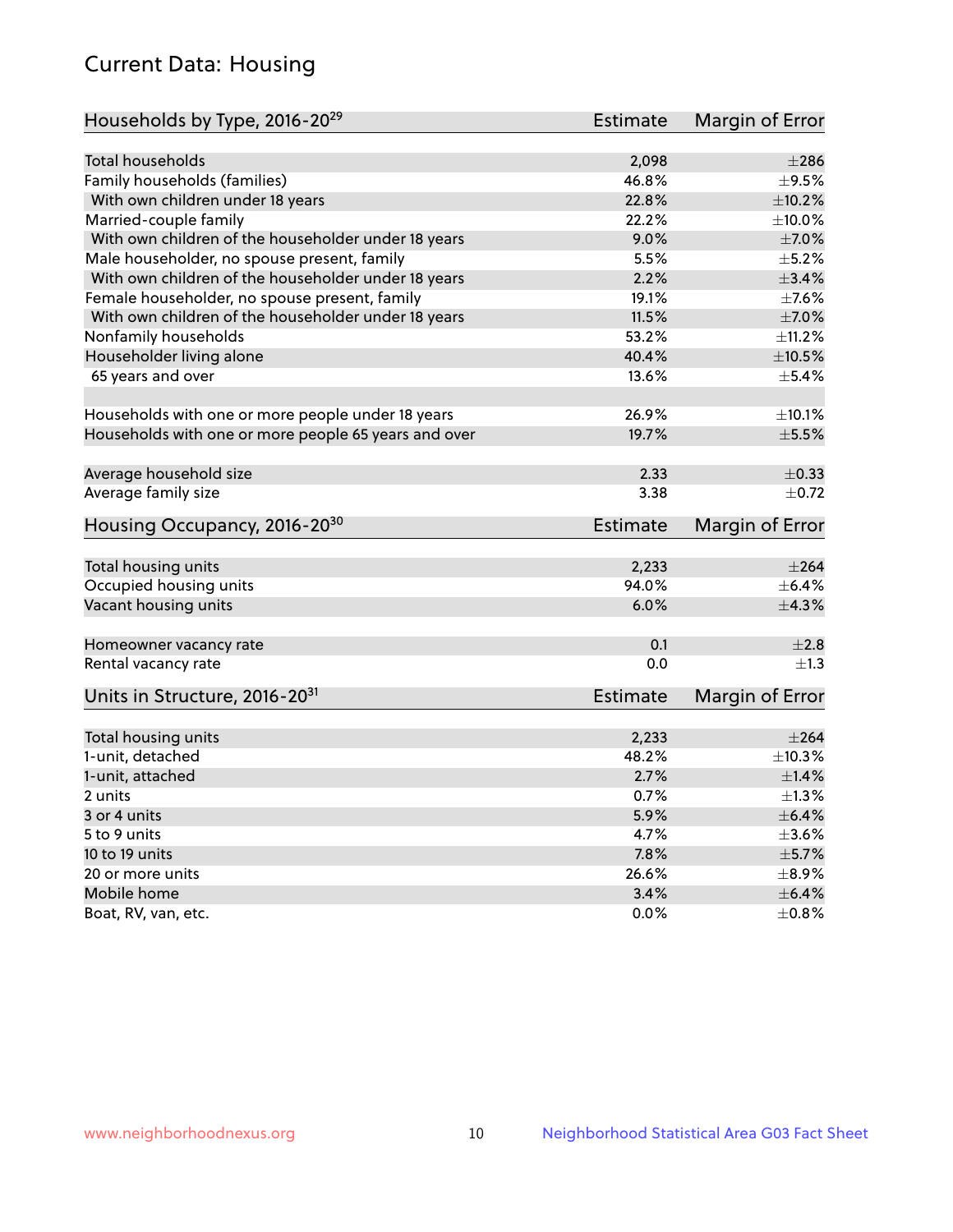# Current Data: Housing

| Households by Type, 2016-20[29] | Estimate | Margin of Error |
|---|---|---|
| Total households | 2,098 | ±286 |
| Family households (families) | 46.8% | ±9.5% |
| With own children under 18 years | 22.8% | ±10.2% |
| Married-couple family | 22.2% | ±10.0% |
| With own children of the householder under 18 years | 9.0% | ±7.0% |
| Male householder, no spouse present, family | 5.5% | ±5.2% |
| With own children of the householder under 18 years | 2.2% | ±3.4% |
| Female householder, no spouse present, family | 19.1% | ±7.6% |
| With own children of the householder under 18 years | 11.5% | ±7.0% |
| Nonfamily households | 53.2% | ±11.2% |
| Householder living alone | 40.4% | ±10.5% |
| 65 years and over | 13.6% | ±5.4% |
| Households with one or more people under 18 years | 26.9% | ±10.1% |
| Households with one or more people 65 years and over | 19.7% | ±5.5% |
| Average household size | 2.33 | ±0.33 |
| Average family size | 3.38 | ±0.72 |

| Housing Occupancy, 2016-20[30] | Estimate | Margin of Error |
|---|---|---|
| Total housing units | 2,233 | ±264 |
| Occupied housing units | 94.0% | ±6.4% |
| Vacant housing units | 6.0% | ±4.3% |
| Homeowner vacancy rate | 0.1 | ±2.8 |
| Rental vacancy rate | 0.0 | ±1.3 |

| Units in Structure, 2016-20[31] | Estimate | Margin of Error |
|---|---|---|
| Total housing units | 2,233 | ±264 |
| 1-unit, detached | 48.2% | ±10.3% |
| 1-unit, attached | 2.7% | ±1.4% |
| 2 units | 0.7% | ±1.3% |
| 3 or 4 units | 5.9% | ±6.4% |
| 5 to 9 units | 4.7% | ±3.6% |
| 10 to 19 units | 7.8% | ±5.7% |
| 20 or more units | 26.6% | ±8.9% |
| Mobile home | 3.4% | ±6.4% |
| Boat, RV, van, etc. | 0.0% | ±0.8% |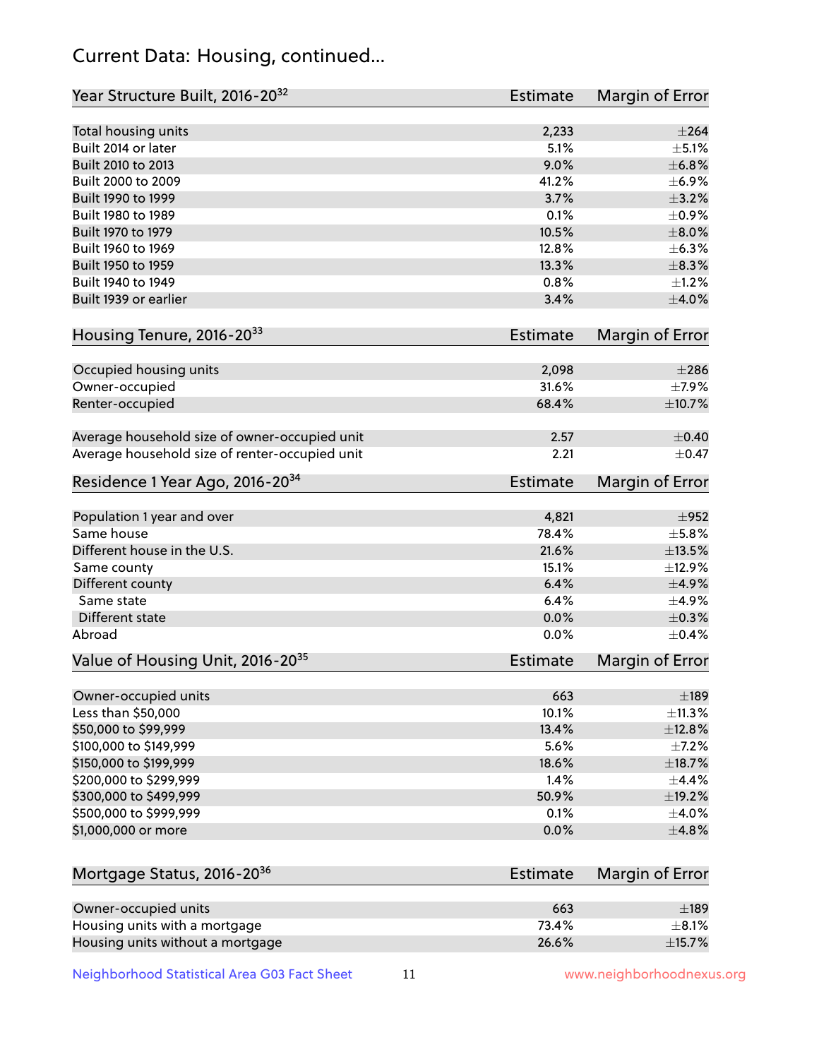# Current Data: Housing, continued...

| Year Structure Built, 2016-20[32] | Estimate | Margin of Error |
|---|---|---|
| Total housing units | 2,233 | ±264 |
| Built 2014 or later | 5.1% | ±5.1% |
| Built 2010 to 2013 | 9.0% | ±6.8% |
| Built 2000 to 2009 | 41.2% | ±6.9% |
| Built 1990 to 1999 | 3.7% | ±3.2% |
| Built 1980 to 1989 | 0.1% | ±0.9% |
| Built 1970 to 1979 | 10.5% | ±8.0% |
| Built 1960 to 1969 | 12.8% | ±6.3% |
| Built 1950 to 1959 | 13.3% | ±8.3% |
| Built 1940 to 1949 | 0.8% | ±1.2% |
| Built 1939 or earlier | 3.4% | ±4.0% |

| Housing Tenure, 2016-20[33] | Estimate | Margin of Error |
|---|---|---|
| Occupied housing units | 2,098 | ±286 |
| Owner-occupied | 31.6% | ±7.9% |
| Renter-occupied | 68.4% | ±10.7% |
| Average household size of owner-occupied unit | 2.57 | ±0.40 |
| Average household size of renter-occupied unit | 2.21 | ±0.47 |

| Residence 1 Year Ago, 2016-20[34] | Estimate | Margin of Error |
|---|---|---|
| Population 1 year and over | 4,821 | ±952 |
| Same house | 78.4% | ±5.8% |
| Different house in the U.S. | 21.6% | ±13.5% |
| Same county | 15.1% | ±12.9% |
| Different county | 6.4% | ±4.9% |
| Same state | 6.4% | ±4.9% |
| Different state | 0.0% | ±0.3% |
| Abroad | 0.0% | ±0.4% |

| Value of Housing Unit, 2016-20[35] | Estimate | Margin of Error |
|---|---|---|
| Owner-occupied units | 663 | ±189 |
| Less than $50,000 | 10.1% | ±11.3% |
| $50,000 to $99,999 | 13.4% | ±12.8% |
| $100,000 to $149,999 | 5.6% | ±7.2% |
| $150,000 to $199,999 | 18.6% | ±18.7% |
| $200,000 to $299,999 | 1.4% | ±4.4% |
| $300,000 to $499,999 | 50.9% | ±19.2% |
| $500,000 to $999,999 | 0.1% | ±4.0% |
| $1,000,000 or more | 0.0% | ±4.8% |

| Mortgage Status, 2016-20[36] | Estimate | Margin of Error |
|---|---|---|
| Owner-occupied units | 663 | ±189 |
| Housing units with a mortgage | 73.4% | ±8.1% |
| Housing units without a mortgage | 26.6% | ±15.7% |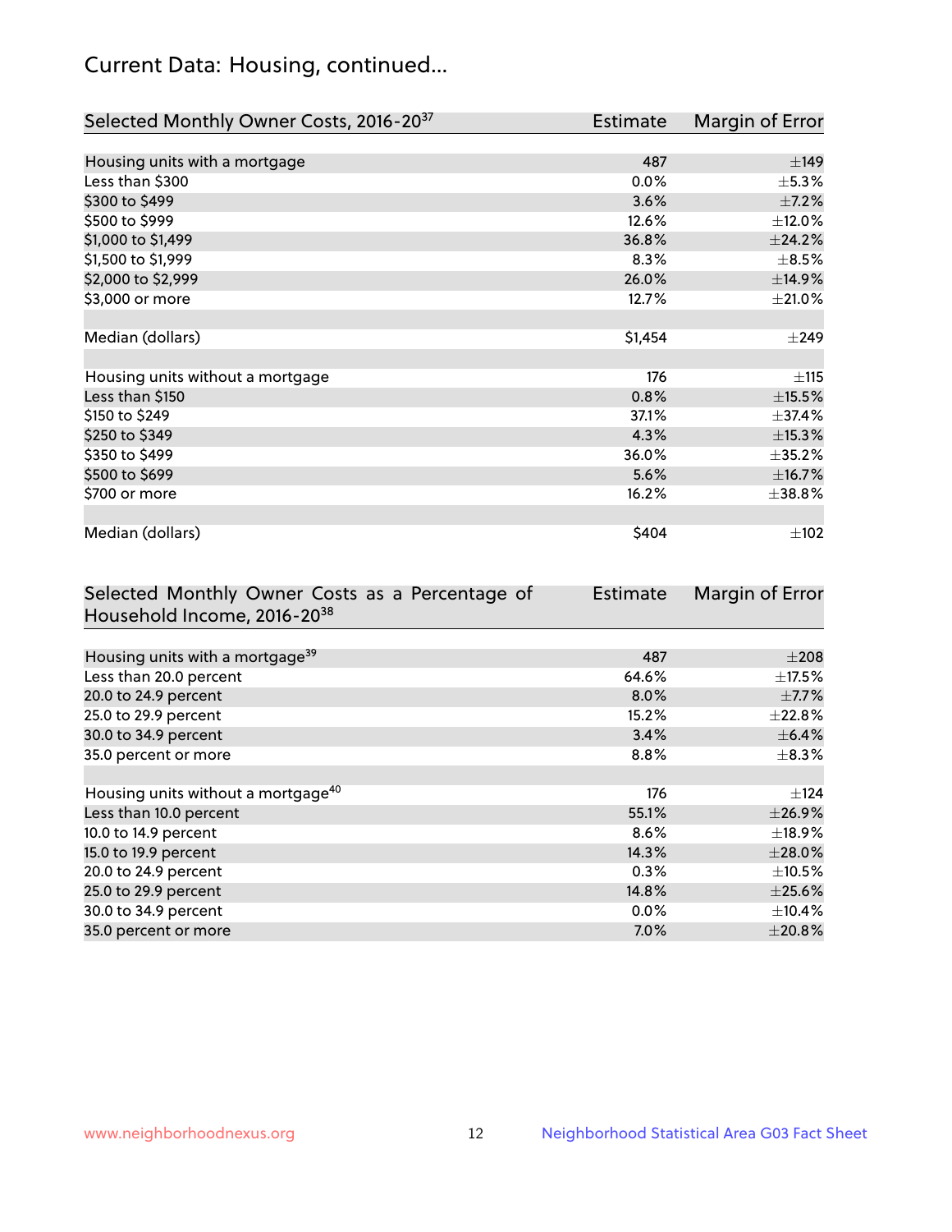## Current Data: Housing, continued...

| Selected Monthly Owner Costs, 2016-20[37] | Estimate | Margin of Error |
|---|---|---|
| Housing units with a mortgage | 487 | ±149 |
| Less than $300 | 0.0% | ±5.3% |
| $300 to $499 | 3.6% | ±7.2% |
| $500 to $999 | 12.6% | ±12.0% |
| $1,000 to $1,499 | 36.8% | ±24.2% |
| $1,500 to $1,999 | 8.3% | ±8.5% |
| $2,000 to $2,999 | 26.0% | ±14.9% |
| $3,000 or more | 12.7% | ±21.0% |
| | | |
| Median (dollars) | $1,454 | ±249 |
| | | |
| Housing units without a mortgage | 176 | ±115 |
| Less than $150 | 0.8% | ±15.5% |
| $150 to $249 | 37.1% | ±37.4% |
| $250 to $349 | 4.3% | ±15.3% |
| $350 to $499 | 36.0% | ±35.2% |
| $500 to $699 | 5.6% | ±16.7% |
| $700 or more | 16.2% | ±38.8% |
| | | |
| Median (dollars) | $404 | ±102 |

| Selected Monthly Owner Costs as a Percentage of Household Income, 2016-20[38] | Estimate | Margin of Error |
|---|---|---|
| Housing units with a mortgage[39] | 487 | ±208 |
| Less than 20.0 percent | 64.6% | ±17.5% |
| 20.0 to 24.9 percent | 8.0% | ±7.7% |
| 25.0 to 29.9 percent | 15.2% | ±22.8% |
| 30.0 to 34.9 percent | 3.4% | ±6.4% |
| 35.0 percent or more | 8.8% | ±8.3% |
| | | |
| Housing units without a mortgage[40] | 176 | ±124 |
| Less than 10.0 percent | 55.1% | ±26.9% |
| 10.0 to 14.9 percent | 8.6% | ±18.9% |
| 15.0 to 19.9 percent | 14.3% | ±28.0% |
| 20.0 to 24.9 percent | 0.3% | ±10.5% |
| 25.0 to 29.9 percent | 14.8% | ±25.6% |
| 30.0 to 34.9 percent | 0.0% | ±10.4% |
| 35.0 percent or more | 7.0% | ±20.8% |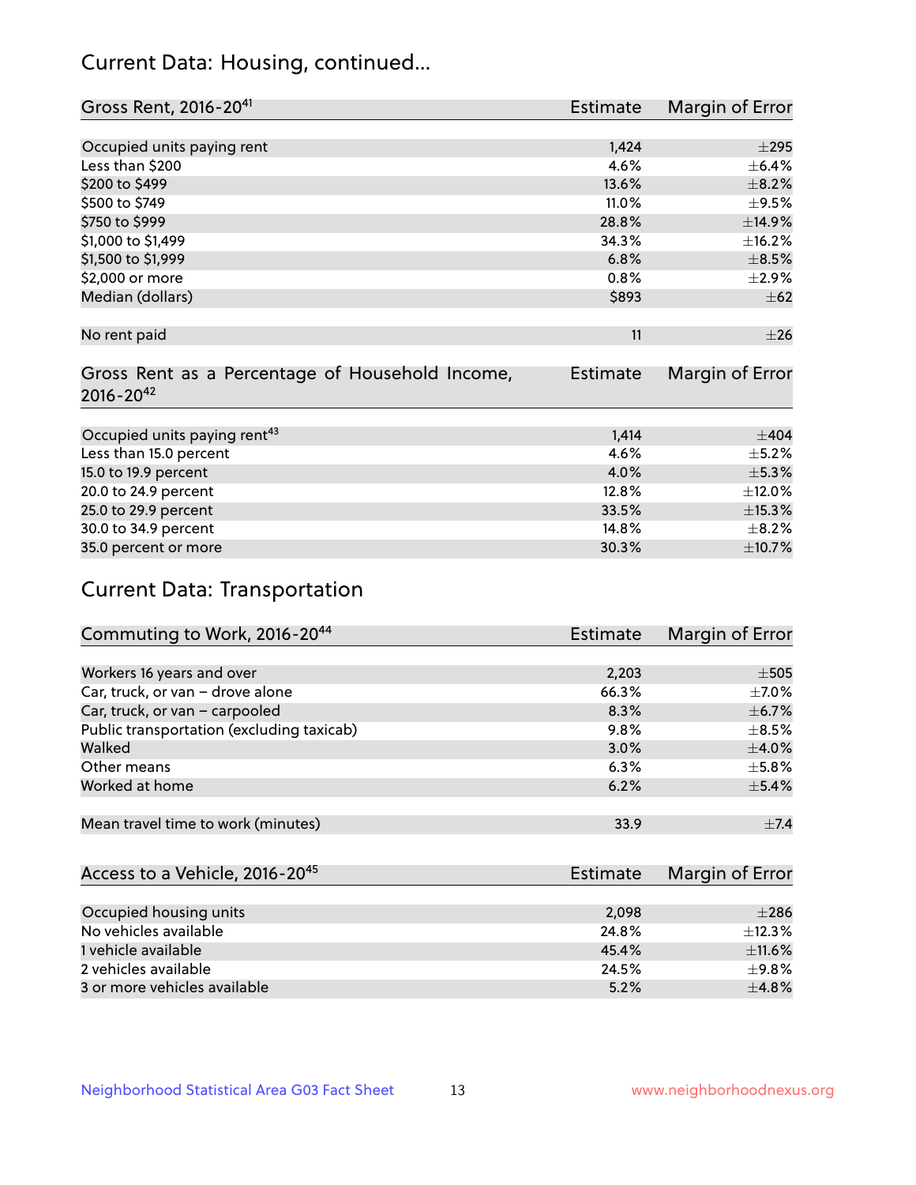## Current Data: Housing, continued...

| Gross Rent, 2016-20[41] | Estimate | Margin of Error |
|---|---|---|
| Occupied units paying rent | 1,424 | ±295 |
| Less than $200 | 4.6% | ±6.4% |
| $200 to $499 | 13.6% | ±8.2% |
| $500 to $749 | 11.0% | ±9.5% |
| $750 to $999 | 28.8% | ±14.9% |
| $1,000 to $1,499 | 34.3% | ±16.2% |
| $1,500 to $1,999 | 6.8% | ±8.5% |
| $2,000 or more | 0.8% | ±2.9% |
| Median (dollars) | $893 | ±62 |
| No rent paid | 11 | ±26 |

| Gross Rent as a Percentage of Household Income, 2016-20[42] | Estimate | Margin of Error |
|---|---|---|
| Occupied units paying rent[43] | 1,414 | ±404 |
| Less than 15.0 percent | 4.6% | ±5.2% |
| 15.0 to 19.9 percent | 4.0% | ±5.3% |
| 20.0 to 24.9 percent | 12.8% | ±12.0% |
| 25.0 to 29.9 percent | 33.5% | ±15.3% |
| 30.0 to 34.9 percent | 14.8% | ±8.2% |
| 35.0 percent or more | 30.3% | ±10.7% |

## Current Data: Transportation

| Commuting to Work, 2016-20[44] | Estimate | Margin of Error |
|---|---|---|
| Workers 16 years and over | 2,203 | ±505 |
| Car, truck, or van – drove alone | 66.3% | ±7.0% |
| Car, truck, or van – carpooled | 8.3% | ±6.7% |
| Public transportation (excluding taxicab) | 9.8% | ±8.5% |
| Walked | 3.0% | ±4.0% |
| Other means | 6.3% | ±5.8% |
| Worked at home | 6.2% | ±5.4% |
| Mean travel time to work (minutes) | 33.9 | ±7.4 |

| Access to a Vehicle, 2016-20[45] | Estimate | Margin of Error |
|---|---|---|
| Occupied housing units | 2,098 | ±286 |
| No vehicles available | 24.8% | ±12.3% |
| 1 vehicle available | 45.4% | ±11.6% |
| 2 vehicles available | 24.5% | ±9.8% |
| 3 or more vehicles available | 5.2% | ±4.8% |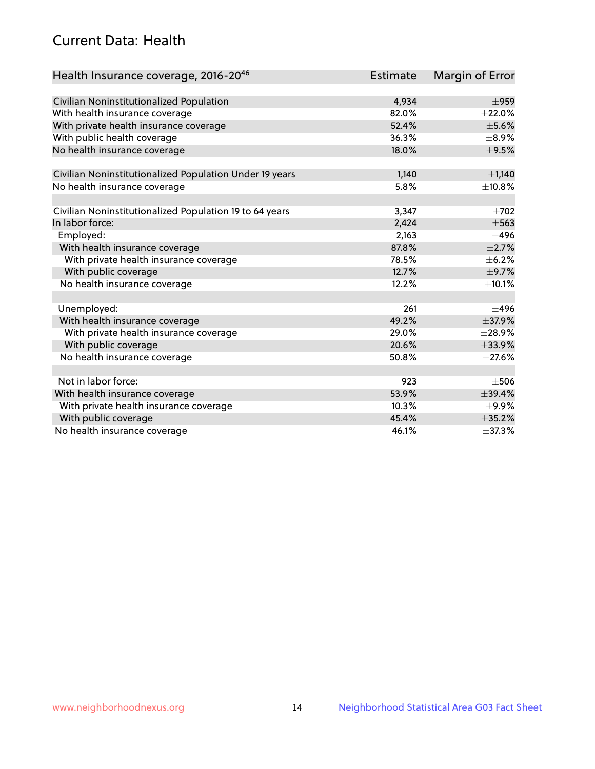## Current Data: Health

| Health Insurance coverage, 2016-20[46] | Estimate | Margin of Error |
| --- | --- | --- |
| Civilian Noninstitutionalized Population | 4,934 | ±959 |
| With health insurance coverage | 82.0% | ±22.0% |
| With private health insurance coverage | 52.4% | ±5.6% |
| With public health coverage | 36.3% | ±8.9% |
| No health insurance coverage | 18.0% | ±9.5% |
| | | |
| Civilian Noninstitutionalized Population Under 19 years | 1,140 | ±1,140 |
| No health insurance coverage | 5.8% | ±10.8% |
| | | |
| Civilian Noninstitutionalized Population 19 to 64 years | 3,347 | ±702 |
| In labor force: | 2,424 | ±563 |
| Employed: | 2,163 | ±496 |
| With health insurance coverage | 87.8% | ±2.7% |
| With private health insurance coverage | 78.5% | ±6.2% |
| With public coverage | 12.7% | ±9.7% |
| No health insurance coverage | 12.2% | ±10.1% |
| | | |
| Unemployed: | 261 | ±496 |
| With health insurance coverage | 49.2% | ±37.9% |
| With private health insurance coverage | 29.0% | ±28.9% |
| With public coverage | 20.6% | ±33.9% |
| No health insurance coverage | 50.8% | ±27.6% |
| | | |
| Not in labor force: | 923 | ±506 |
| With health insurance coverage | 53.9% | ±39.4% |
| With private health insurance coverage | 10.3% | ±9.9% |
| With public coverage | 45.4% | ±35.2% |
| No health insurance coverage | 46.1% | ±37.3% |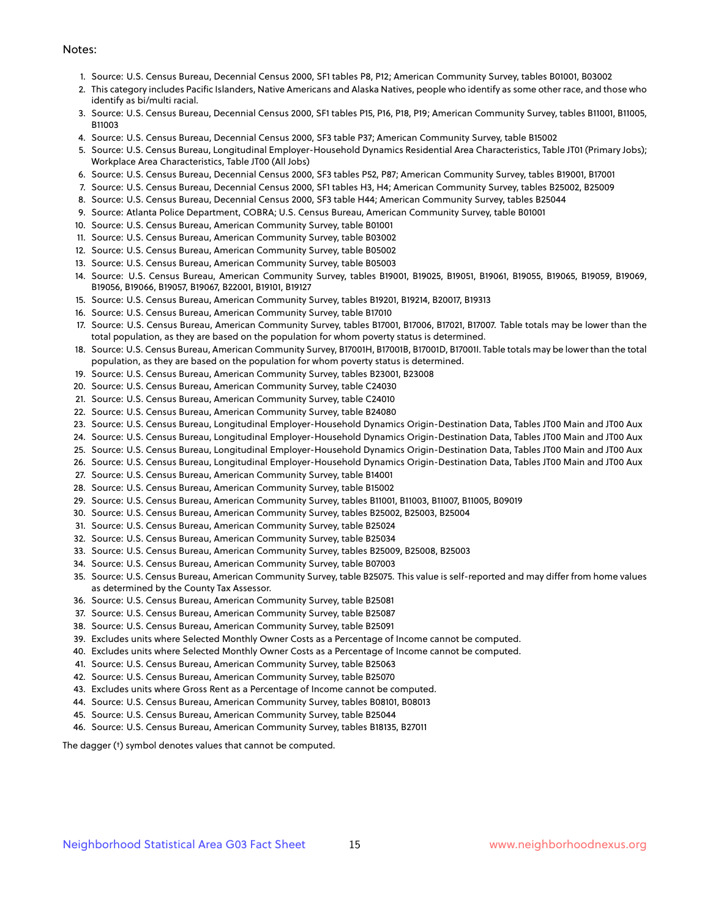Notes:

1. Source: U.S. Census Bureau, Decennial Census 2000, SF1 tables P8, P12; American Community Survey, tables B01001, B03002
2. This category includes Pacific Islanders, Native Americans and Alaska Natives, people who identify as some other race, and those who identify as bi/multi racial.
3. Source: U.S. Census Bureau, Decennial Census 2000, SF1 tables P15, P16, P18, P19; American Community Survey, tables B11001, B11005, B11003
4. Source: U.S. Census Bureau, Decennial Census 2000, SF3 table P37; American Community Survey, table B15002
5. Source: U.S. Census Bureau, Longitudinal Employer-Household Dynamics Residential Area Characteristics, Table JT01 (Primary Jobs); Workplace Area Characteristics, Table JT00 (All Jobs)
6. Source: U.S. Census Bureau, Decennial Census 2000, SF3 tables P52, P87; American Community Survey, tables B19001, B17001
7. Source: U.S. Census Bureau, Decennial Census 2000, SF1 tables H3, H4; American Community Survey, tables B25002, B25009
8. Source: U.S. Census Bureau, Decennial Census 2000, SF3 table H44; American Community Survey, tables B25044
9. Source: Atlanta Police Department, COBRA; U.S. Census Bureau, American Community Survey, table B01001
10. Source: U.S. Census Bureau, American Community Survey, table B01001
11. Source: U.S. Census Bureau, American Community Survey, table B03002
12. Source: U.S. Census Bureau, American Community Survey, table B05002
13. Source: U.S. Census Bureau, American Community Survey, table B05003
14. Source: U.S. Census Bureau, American Community Survey, tables B19001, B19025, B19051, B19061, B19055, B19065, B19059, B19069, B19056, B19066, B19057, B19067, B22001, B19101, B19127
15. Source: U.S. Census Bureau, American Community Survey, tables B19201, B19214, B20017, B19313
16. Source: U.S. Census Bureau, American Community Survey, table B17010
17. Source: U.S. Census Bureau, American Community Survey, tables B17001, B17006, B17021, B17007. Table totals may be lower than the total population, as they are based on the population for whom poverty status is determined.
18. Source: U.S. Census Bureau, American Community Survey, B17001H, B17001B, B17001D, B17001I. Table totals may be lower than the total population, as they are based on the population for whom poverty status is determined.
19. Source: U.S. Census Bureau, American Community Survey, tables B23001, B23008
20. Source: U.S. Census Bureau, American Community Survey, table C24030
21. Source: U.S. Census Bureau, American Community Survey, table C24010
22. Source: U.S. Census Bureau, American Community Survey, table B24080
23. Source: U.S. Census Bureau, Longitudinal Employer-Household Dynamics Origin-Destination Data, Tables JT00 Main and JT00 Aux
24. Source: U.S. Census Bureau, Longitudinal Employer-Household Dynamics Origin-Destination Data, Tables JT00 Main and JT00 Aux
25. Source: U.S. Census Bureau, Longitudinal Employer-Household Dynamics Origin-Destination Data, Tables JT00 Main and JT00 Aux
26. Source: U.S. Census Bureau, Longitudinal Employer-Household Dynamics Origin-Destination Data, Tables JT00 Main and JT00 Aux
27. Source: U.S. Census Bureau, American Community Survey, table B14001
28. Source: U.S. Census Bureau, American Community Survey, table B15002
29. Source: U.S. Census Bureau, American Community Survey, tables B11001, B11003, B11007, B11005, B09019
30. Source: U.S. Census Bureau, American Community Survey, tables B25002, B25003, B25004
31. Source: U.S. Census Bureau, American Community Survey, table B25024
32. Source: U.S. Census Bureau, American Community Survey, table B25034
33. Source: U.S. Census Bureau, American Community Survey, tables B25009, B25008, B25003
34. Source: U.S. Census Bureau, American Community Survey, table B07003
35. Source: U.S. Census Bureau, American Community Survey, table B25075. This value is self-reported and may differ from home values as determined by the County Tax Assessor.
36. Source: U.S. Census Bureau, American Community Survey, table B25081
37. Source: U.S. Census Bureau, American Community Survey, table B25087
38. Source: U.S. Census Bureau, American Community Survey, table B25091
39. Excludes units where Selected Monthly Owner Costs as a Percentage of Income cannot be computed.
40. Excludes units where Selected Monthly Owner Costs as a Percentage of Income cannot be computed.
41. Source: U.S. Census Bureau, American Community Survey, table B25063
42. Source: U.S. Census Bureau, American Community Survey, table B25070
43. Excludes units where Gross Rent as a Percentage of Income cannot be computed.
44. Source: U.S. Census Bureau, American Community Survey, tables B08101, B08013
45. Source: U.S. Census Bureau, American Community Survey, table B25044
46. Source: U.S. Census Bureau, American Community Survey, tables B18135, B27011

The dagger (†) symbol denotes values that cannot be computed.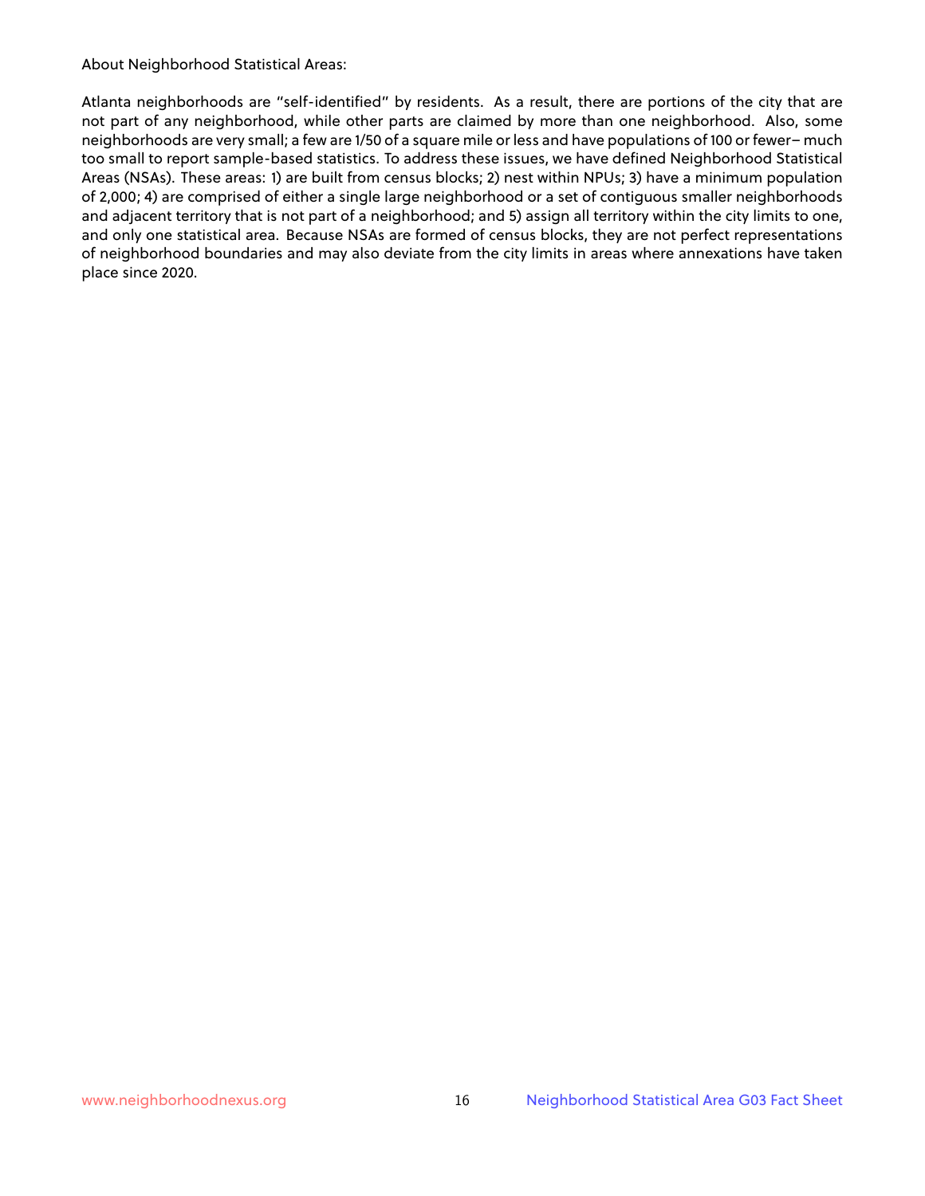About Neighborhood Statistical Areas:

Atlanta neighborhoods are "self-identified" by residents. As a result, there are portions of the city that are not part of any neighborhood, while other parts are claimed by more than one neighborhood. Also, some neighborhoods are very small; a few are 1/50 of a square mile or less and have populations of 100 or fewer– much too small to report sample-based statistics. To address these issues, we have defined Neighborhood Statistical Areas (NSAs). These areas: 1) are built from census blocks; 2) nest within NPUs; 3) have a minimum population of 2,000; 4) are comprised of either a single large neighborhood or a set of contiguous smaller neighborhoods and adjacent territory that is not part of a neighborhood; and 5) assign all territory within the city limits to one, and only one statistical area. Because NSAs are formed of census blocks, they are not perfect representations of neighborhood boundaries and may also deviate from the city limits in areas where annexations have taken place since 2020.